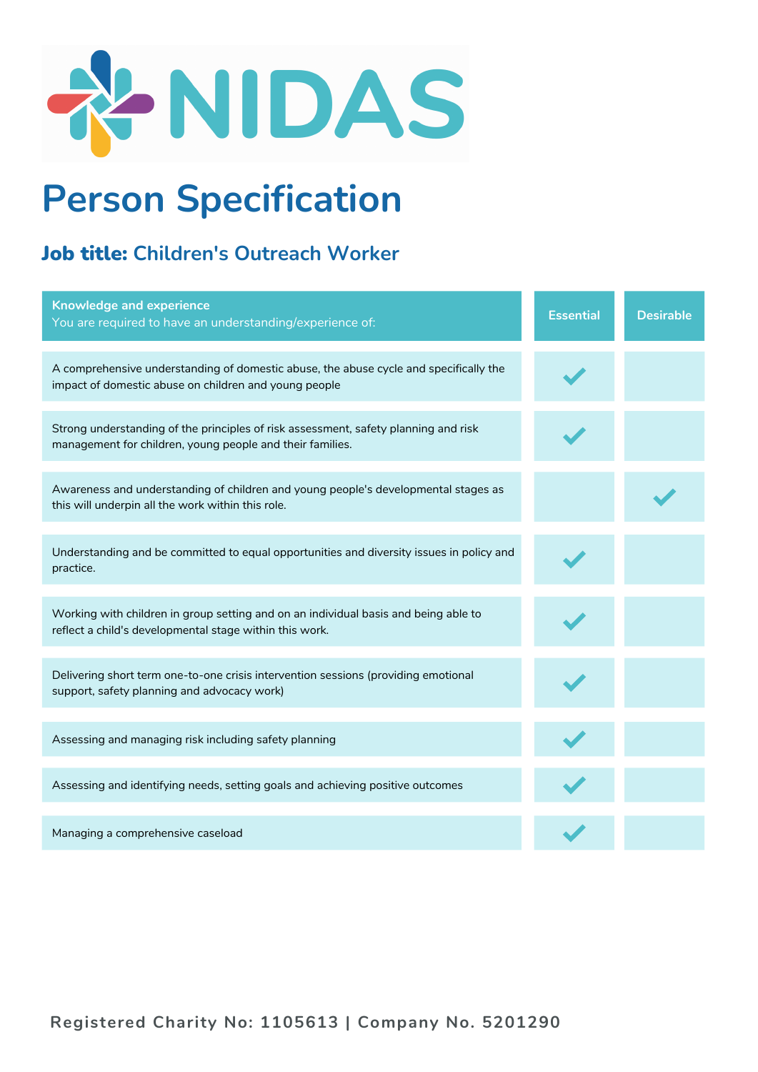NIDAS

# Person Specification

## **Job title:** Children's Outreach Worker

| **Knowledge and experience**<br>You are required to have an understanding/experience of: | Essential | Desirable |
|---|---|---|
| A comprehensive understanding of domestic abuse, the abuse cycle and specifically the impact of domestic abuse on children and young people | ✓ | |
| Strong understanding of the principles of risk assessment, safety planning and risk management for children, young people and their families. | ✓ | |
| Awareness and understanding of children and young people's developmental stages as this will underpin all the work within this role. | | ✓ |
| Understanding and be committed to equal opportunities and diversity issues in policy and practice. | ✓ | |
| Working with children in group setting and on an individual basis and being able to reflect a child's developmental stage within this work. | ✓ | |
| Delivering short term one-to-one crisis intervention sessions (providing emotional support, safety planning and advocacy work) | ✓ | |
| Assessing and managing risk including safety planning | ✓ | |
| Assessing and identifying needs, setting goals and achieving positive outcomes | ✓ | |
| Managing a comprehensive caseload | ✓ | |

Registered Charity No: 1105613 | Company No. 5201290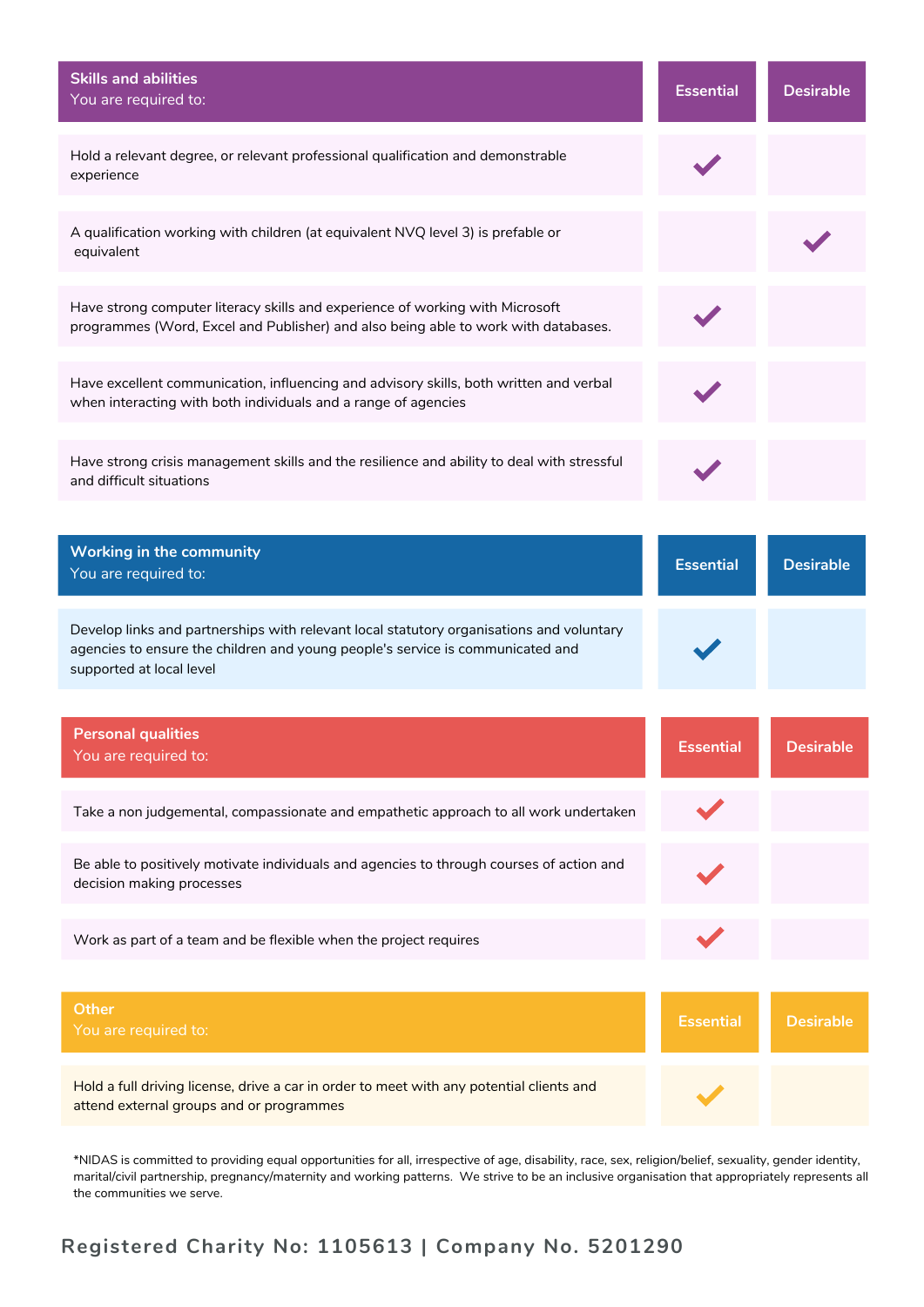| Skills and abilities<br>You are required to: | Essential | Desirable |
|---|---|---|
| Hold a relevant degree, or relevant professional qualification and demonstrable experience | ✓ | |
| A qualification working with children (at equivalent NVQ level 3) is prefable or equivalent | | ✓ |
| Have strong computer literacy skills and experience of working with Microsoft programmes (Word, Excel and Publisher) and also being able to work with databases. | ✓ | |
| Have excellent communication, influencing and advisory skills, both written and verbal when interacting with both individuals and a range of agencies | ✓ | |
| Have strong crisis management skills and the resilience and ability to deal with stressful and difficult situations | ✓ | |

| Working in the community<br>You are required to: | Essential | Desirable |
|---|---|---|
| Develop links and partnerships with relevant local statutory organisations and voluntary agencies to ensure the children and young people's service is communicated and supported at local level | ✓ | |

| Personal qualities<br>You are required to: | Essential | Desirable |
|---|---|---|
| Take a non judgemental, compassionate and empathetic approach to all work undertaken | ✓ | |
| Be able to positively motivate individuals and agencies to through courses of action and decision making processes | ✓ | |
| Work as part of a team and be flexible when the project requires | ✓ | |

| Other<br>You are required to: | Essential | Desirable |
|---|---|---|
| Hold a full driving license, drive a car in order to meet with any potential clients and attend external groups and or programmes | ✓ | |

*NIDAS is committed to providing equal opportunities for all, irrespective of age, disability, race, sex, religion/belief, sexuality, gender identity, marital/civil partnership, pregnancy/maternity and working patterns. We strive to be an inclusive organisation that appropriately represents all the communities we serve.

**Registered Charity No: 1105613 | Company No. 5201290**